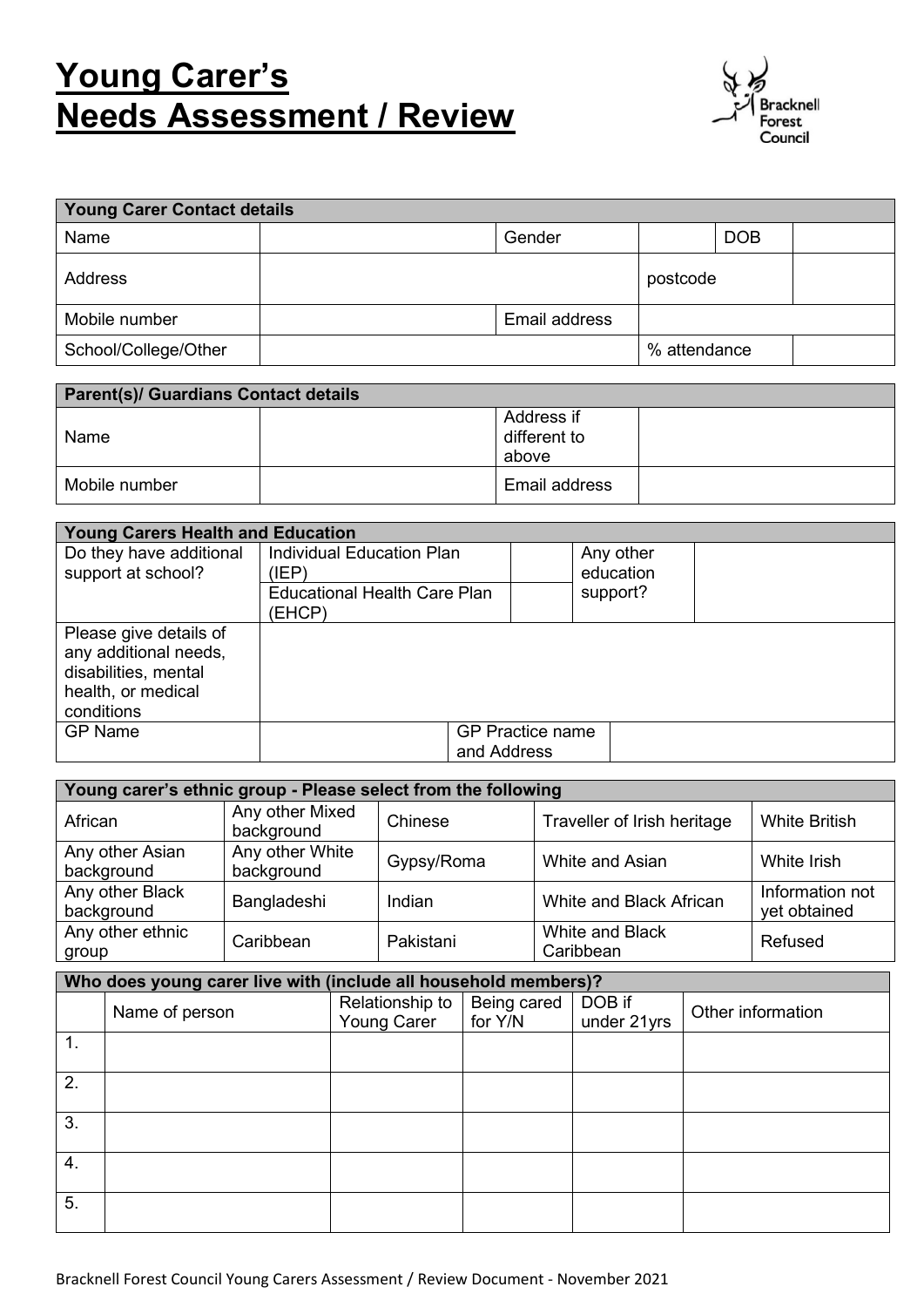# Young Carer's Needs Assessment / Review

Bracknell Forest Council

| Young Carer Contact details | | | | | |
|---|---|---|---|---|---|
| Name | | Gender | | DOB | |
| Address | | | postcode | | |
| Mobile number | | Email address | | | |
| School/College/Other | | | % attendance | | |

| Parent(s)/ Guardians Contact details | | | |
|---|---|---|---|
| Name | | Address if different to above | |
| Mobile number | | Email address | |

| Young Carers Health and Education | | | | | |
|---|---|---|---|---|---|
| Do they have additional support at school? | Individual Education Plan (IEP) | | | Any other education support? | |
| | Educational Health Care Plan (EHCP) | | | | |
| Please give details of any additional needs, disabilities, mental health, or medical conditions | | | | | |
| GP Name | | GP Practice name and Address | | | |

| Young carer's ethnic group - Please select from the following | | | | |
|---|---|---|---|---|
| African | Any other Mixed background | Chinese | Traveller of Irish heritage | White British |
| Any other Asian background | Any other White background | Gypsy/Roma | White and Asian | White Irish |
| Any other Black background | Bangladeshi | Indian | White and Black African | Information not yet obtained |
| Any other ethnic group | Caribbean | Pakistani | White and Black Caribbean | Refused |

| Who does young carer live with (include all household members)? | | | | | |
|---|---|---|---|---|---|
| | Name of person | Relationship to Young Carer | Being cared for Y/N | DOB if under 21yrs | Other information |
| 1. | | | | | |
| 2. | | | | | |
| 3. | | | | | |
| 4. | | | | | |
| 5. | | | | | |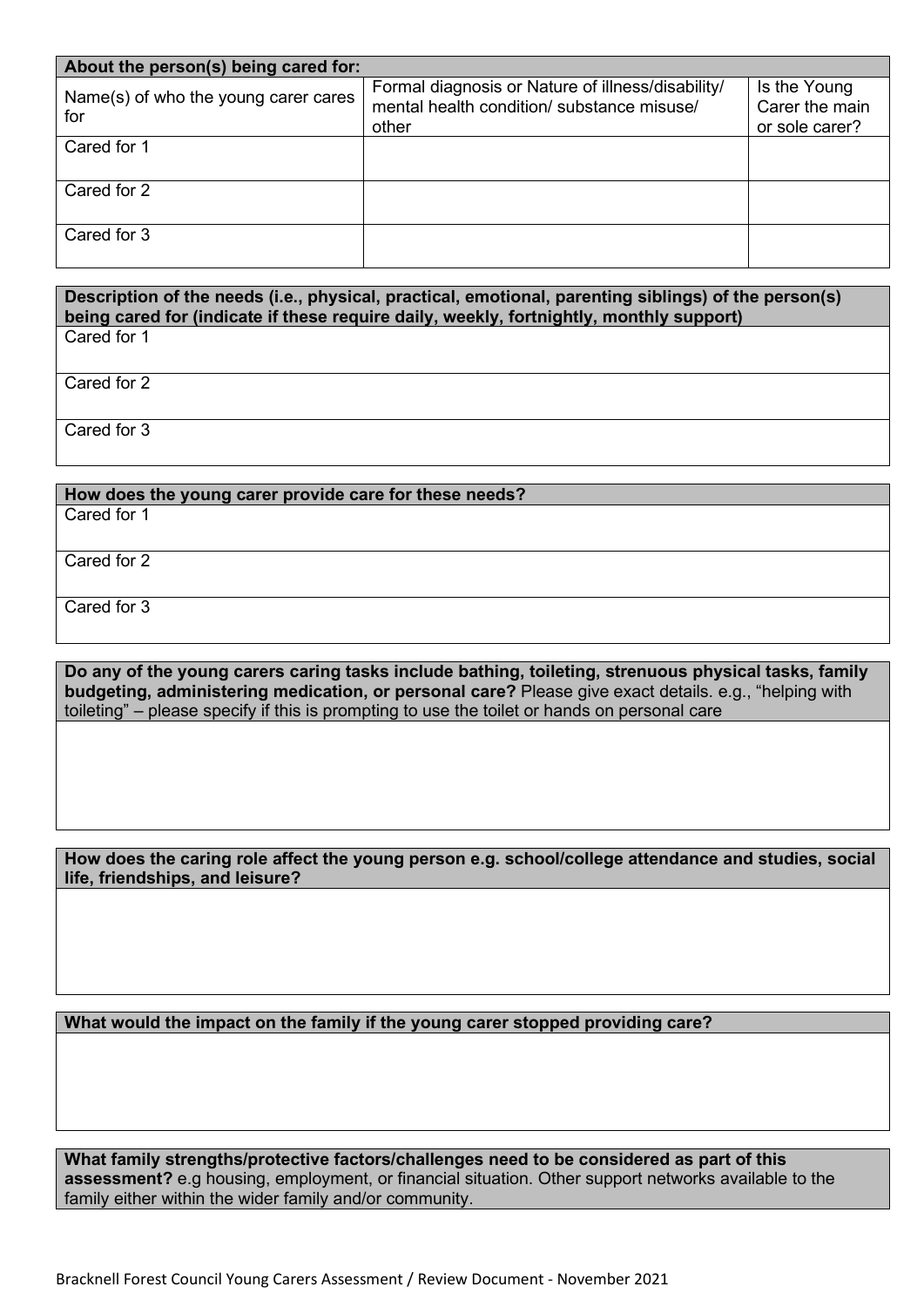| About the person(s) being cared for: | | |
|---|---|---|
| Name(s) of who the young carer cares for | Formal diagnosis or Nature of illness/disability/ mental health condition/ substance misuse/ other | Is the Young Carer the main or sole carer? |
| Cared for 1 | | |
| Cared for 2 | | |
| Cared for 3 | | |

| Description of the needs (i.e., physical, practical, emotional, parenting siblings) of the person(s) being cared for (indicate if these require daily, weekly, fortnightly, monthly support) |
|---|
| Cared for 1 |
| Cared for 2 |
| Cared for 3 |

| How does the young carer provide care for these needs? |
|---|
| Cared for 1 |
| Cared for 2 |
| Cared for 3 |

| **Do any of the young carers caring tasks include bathing, toileting, strenuous physical tasks, family budgeting, administering medication, or personal care?** Please give exact details. e.g., "helping with toileting" – please specify if this is prompting to use the toilet or hands on personal care |
|---|
| |

| How does the caring role affect the young person e.g. school/college attendance and studies, social life, friendships, and leisure? |
|---|
| |

| What would the impact on the family if the young carer stopped providing care? |
|---|
| |

| **What family strengths/protective factors/challenges need to be considered as part of this assessment?** e.g housing, employment, or financial situation. Other support networks available to the family either within the wider family and/or community. |
|---|

Bracknell Forest Council Young Carers Assessment / Review Document - November 2021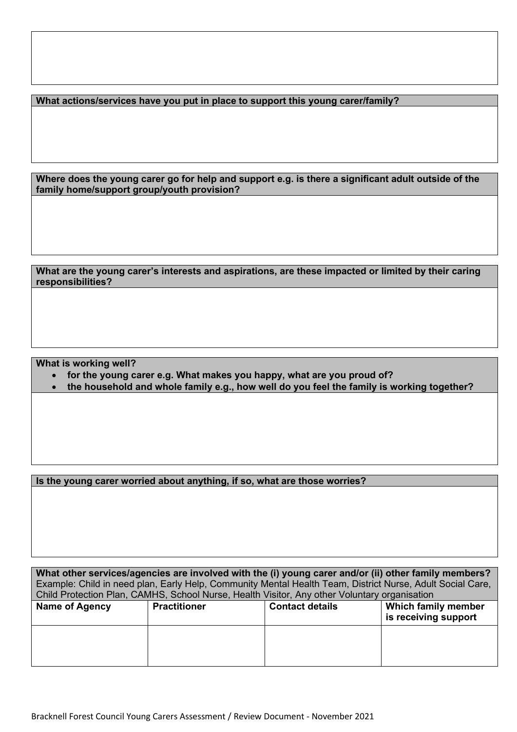**What actions/services have you put in place to support this young carer/family?**

**Where does the young carer go for help and support e.g. is there a significant adult outside of the family home/support group/youth provision?**

**What are the young carer's interests and aspirations, are these impacted or limited by their caring responsibilities?**

**What is working well?**

- **for the young carer e.g. What makes you happy, what are you proud of?**
- **the household and whole family e.g., how well do you feel the family is working together?**

**Is the young carer worried about anything, if so, what are those worries?**

**What other services/agencies are involved with the (i) young carer and/or (ii) other family members?**
Example: Child in need plan, Early Help, Community Mental Health Team, District Nurse, Adult Social Care, Child Protection Plan, CAMHS, School Nurse, Health Visitor, Any other Voluntary organisation

| Name of Agency | Practitioner | Contact details | Which family member is receiving support |
|---|---|---|---|
| | | | |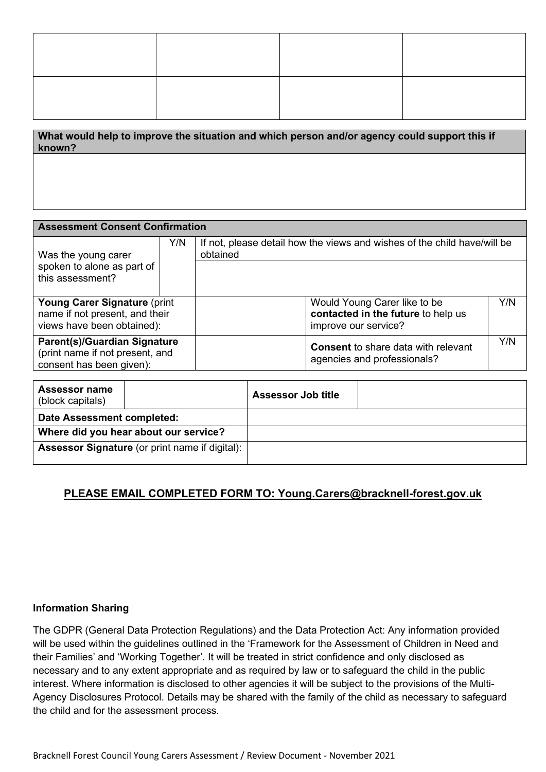| | | | |
|---|---|---|---|
| | | | |
| | | | |

| What would help to improve the situation and which person and/or agency could support this if known? |
|---|
| |

| Assessment Consent Confirmation | | | | |
|---|---|---|---|---|
| Was the young carer spoken to alone as part of this assessment? | Y/N | If not, please detail how the views and wishes of the child have/will be obtained | | |
| | | | | |
| **Young Carer Signature** (print name if not present, and their views have been obtained): | | | Would Young Carer like to be **contacted in the future** to help us improve our service? | Y/N |
| **Parent(s)/Guardian Signature** (print name if not present, and consent has been given): | | | **Consent** to share data with relevant agencies and professionals? | Y/N |

| | | | |
|---|---|---|---|
| **Assessor name** (block capitals) | | **Assessor Job title** | |
| **Date Assessment completed:** | | | |
| **Where did you hear about our service?** | | | |
| **Assessor Signature** (or print name if digital): | | | |

**PLEASE EMAIL COMPLETED FORM TO: Young.Carers@bracknell-forest.gov.uk**

**Information Sharing**

The GDPR (General Data Protection Regulations) and the Data Protection Act: Any information provided will be used within the guidelines outlined in the 'Framework for the Assessment of Children in Need and their Families' and 'Working Together'. It will be treated in strict confidence and only disclosed as necessary and to any extent appropriate and as required by law or to safeguard the child in the public interest. Where information is disclosed to other agencies it will be subject to the provisions of the Multi-Agency Disclosures Protocol. Details may be shared with the family of the child as necessary to safeguard the child and for the assessment process.